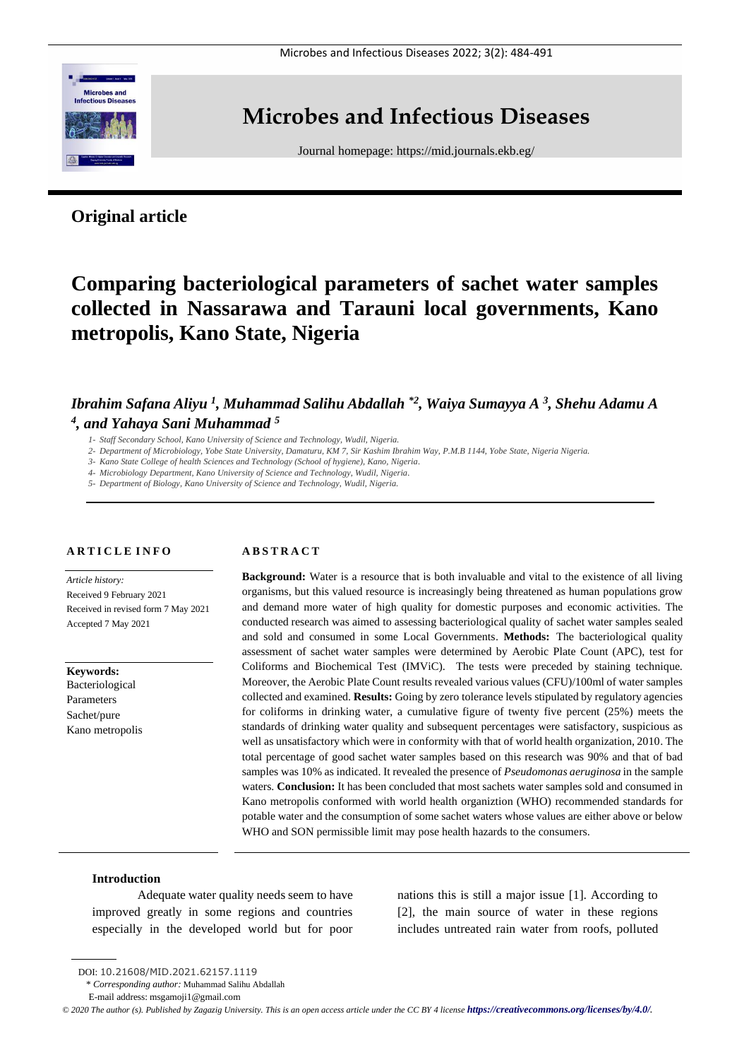**Original article**

# Comparing bacteriological parameters of sachet water samples collected in Nassarawa and Tarauni local governments, Kano metropolis, Kano State, Nigeria

***Ibrahim Safana Aliyu [1], Muhammad Salihu Abdallah [*2], Waiya Sumayya A [3], Shehu Adamu A [4], and Yahaya Sani Muhammad [5]***

*1- Staff Secondary School, Kano University of Science and Technology, Wudil, Nigeria.*
*2- Department of Microbiology, Yobe State University, Damaturu, KM 7, Sir Kashim Ibrahim Way, P.M.B 1144, Yobe State, Nigeria Nigeria.*
*3- Kano State College of health Sciences and Technology (School of hygiene), Kano, Nigeria.*
*4- Microbiology Department, Kano University of Science and Technology, Wudil, Nigeria.*
*5- Department of Biology, Kano University of Science and Technology, Wudil, Nigeria.*

**ARTICLE INFO**

*Article history:*
Received 9 February 2021
Received in revised form 7 May 2021
Accepted 7 May 2021

**Keywords:**
Bacteriological
Parameters
Sachet/pure
Kano metropolis

**ABSTRACT**

**Background:** Water is a resource that is both invaluable and vital to the existence of all living organisms, but this valued resource is increasingly being threatened as human populations grow and demand more water of high quality for domestic purposes and economic activities. The conducted research was aimed to assessing bacteriological quality of sachet water samples sealed and sold and consumed in some Local Governments. **Methods:** The bacteriological quality assessment of sachet water samples were determined by Aerobic Plate Count (APC), test for Coliforms and Biochemical Test (IMViC). The tests were preceded by staining technique. Moreover, the Aerobic Plate Count results revealed various values (CFU)/100ml of water samples collected and examined. **Results:** Going by zero tolerance levels stipulated by regulatory agencies for coliforms in drinking water, a cumulative figure of twenty five percent (25%) meets the standards of drinking water quality and subsequent percentages were satisfactory, suspicious as well as unsatisfactory which were in conformity with that of world health organization, 2010. The total percentage of good sachet water samples based on this research was 90% and that of bad samples was 10% as indicated. It revealed the presence of *Pseudomonas aeruginosa* in the sample waters. **Conclusion:** It has been concluded that most sachets water samples sold and consumed in Kano metropolis conformed with world health organiztion (WHO) recommended standards for potable water and the consumption of some sachet waters whose values are either above or below WHO and SON permissible limit may pose health hazards to the consumers.

## Introduction

Adequate water quality needs seem to have improved greatly in some regions and countries especially in the developed world but for poor nations this is still a major issue [1]. According to [2], the main source of water in these regions includes untreated rain water from roofs, polluted

DOI: 10.21608/MID.2021.62157.1119
\* *Corresponding author:* Muhammad Salihu Abdallah
E-mail address: msgamoji1@gmail.com

*© 2020 The author (s). Published by Zagazig University. This is an open access article under the CC BY 4 license https://creativecommons.org/licenses/by/4.0/.*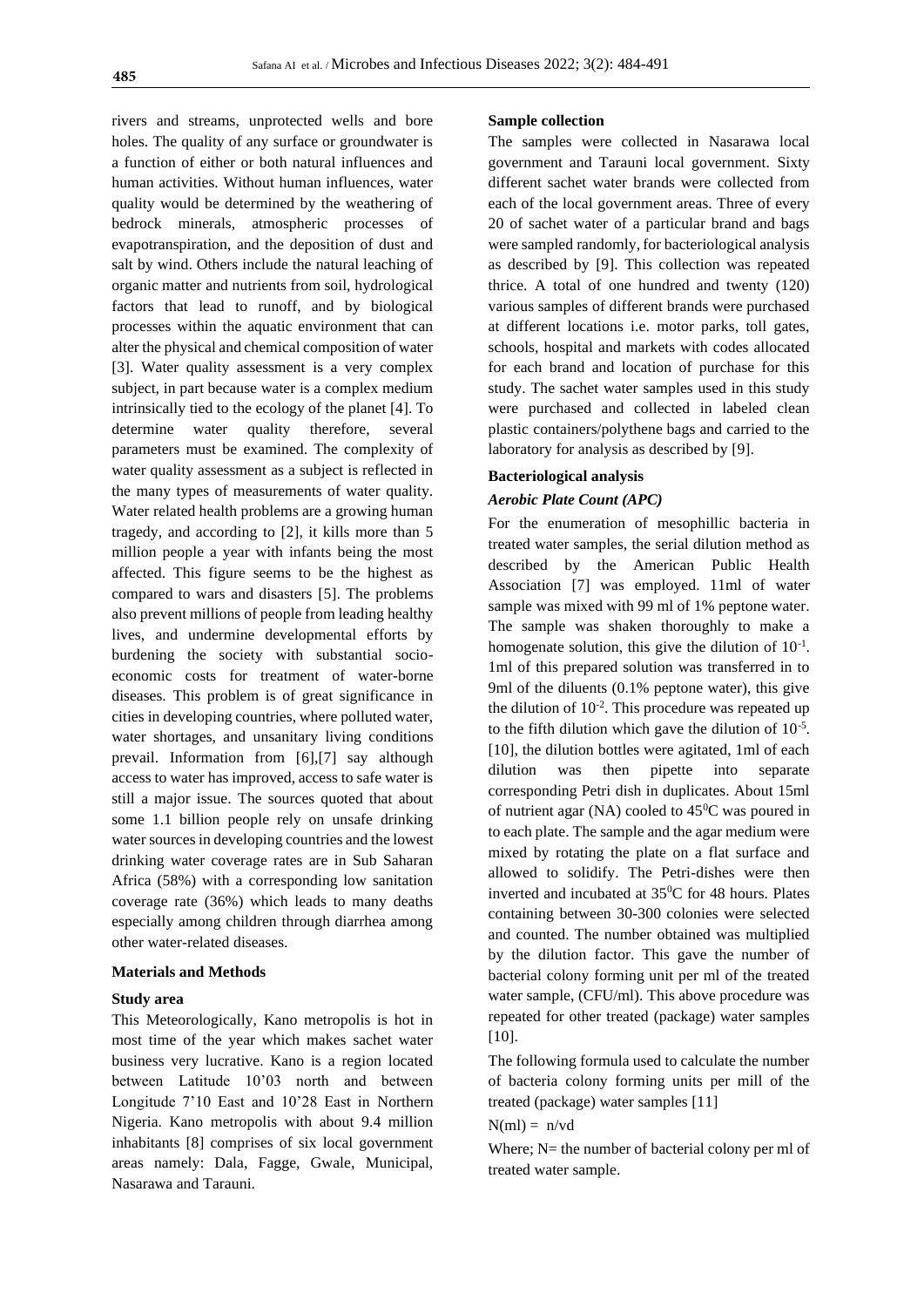rivers and streams, unprotected wells and bore holes. The quality of any surface or groundwater is a function of either or both natural influences and human activities. Without human influences, water quality would be determined by the weathering of bedrock minerals, atmospheric processes of evapotranspiration, and the deposition of dust and salt by wind. Others include the natural leaching of organic matter and nutrients from soil, hydrological factors that lead to runoff, and by biological processes within the aquatic environment that can alter the physical and chemical composition of water [3]. Water quality assessment is a very complex subject, in part because water is a complex medium intrinsically tied to the ecology of the planet [4]. To determine water quality therefore, several parameters must be examined. The complexity of water quality assessment as a subject is reflected in the many types of measurements of water quality. Water related health problems are a growing human tragedy, and according to [2], it kills more than 5 million people a year with infants being the most affected. This figure seems to be the highest as compared to wars and disasters [5]. The problems also prevent millions of people from leading healthy lives, and undermine developmental efforts by burdening the society with substantial socio-economic costs for treatment of water-borne diseases. This problem is of great significance in cities in developing countries, where polluted water, water shortages, and unsanitary living conditions prevail. Information from [6],[7] say although access to water has improved, access to safe water is still a major issue. The sources quoted that about some 1.1 billion people rely on unsafe drinking water sources in developing countries and the lowest drinking water coverage rates are in Sub Saharan Africa (58%) with a corresponding low sanitation coverage rate (36%) which leads to many deaths especially among children through diarrhea among other water-related diseases.

## Materials and Methods

### Study area

This Meteorologically, Kano metropolis is hot in most time of the year which makes sachet water business very lucrative. Kano is a region located between Latitude 10'03 north and between Longitude 7'10 East and 10'28 East in Northern Nigeria. Kano metropolis with about 9.4 million inhabitants [8] comprises of six local government areas namely: Dala, Fagge, Gwale, Municipal, Nasarawa and Tarauni.

### Sample collection

The samples were collected in Nasarawa local government and Tarauni local government. Sixty different sachet water brands were collected from each of the local government areas. Three of every 20 of sachet water of a particular brand and bags were sampled randomly, for bacteriological analysis as described by [9]. This collection was repeated thrice. A total of one hundred and twenty (120) various samples of different brands were purchased at different locations i.e. motor parks, toll gates, schools, hospital and markets with codes allocated for each brand and location of purchase for this study. The sachet water samples used in this study were purchased and collected in labeled clean plastic containers/polythene bags and carried to the laboratory for analysis as described by [9].

### Bacteriological analysis

#### *Aerobic Plate Count (APC)*

For the enumeration of mesophillic bacteria in treated water samples, the serial dilution method as described by the American Public Health Association [7] was employed. 11ml of water sample was mixed with 99 ml of 1% peptone water. The sample was shaken thoroughly to make a homogenate solution, this give the dilution of $10^{-1}$. 1ml of this prepared solution was transferred in to 9ml of the diluents (0.1% peptone water), this give the dilution of $10^{-2}$. This procedure was repeated up to the fifth dilution which gave the dilution of $10^{-5}$. [10], the dilution bottles were agitated, 1ml of each dilution was then pipette into separate corresponding Petri dish in duplicates. About 15ml of nutrient agar (NA) cooled to $45^0$C was poured in to each plate. The sample and the agar medium were mixed by rotating the plate on a flat surface and allowed to solidify. The Petri-dishes were then inverted and incubated at $35^0$C for 48 hours. Plates containing between 30-300 colonies were selected and counted. The number obtained was multiplied by the dilution factor. This gave the number of bacterial colony forming unit per ml of the treated water sample, (CFU/ml). This above procedure was repeated for other treated (package) water samples [10].

The following formula used to calculate the number of bacteria colony forming units per mill of the treated (package) water samples [11]

$N(ml) = n/vd$

Where; N= the number of bacterial colony per ml of treated water sample.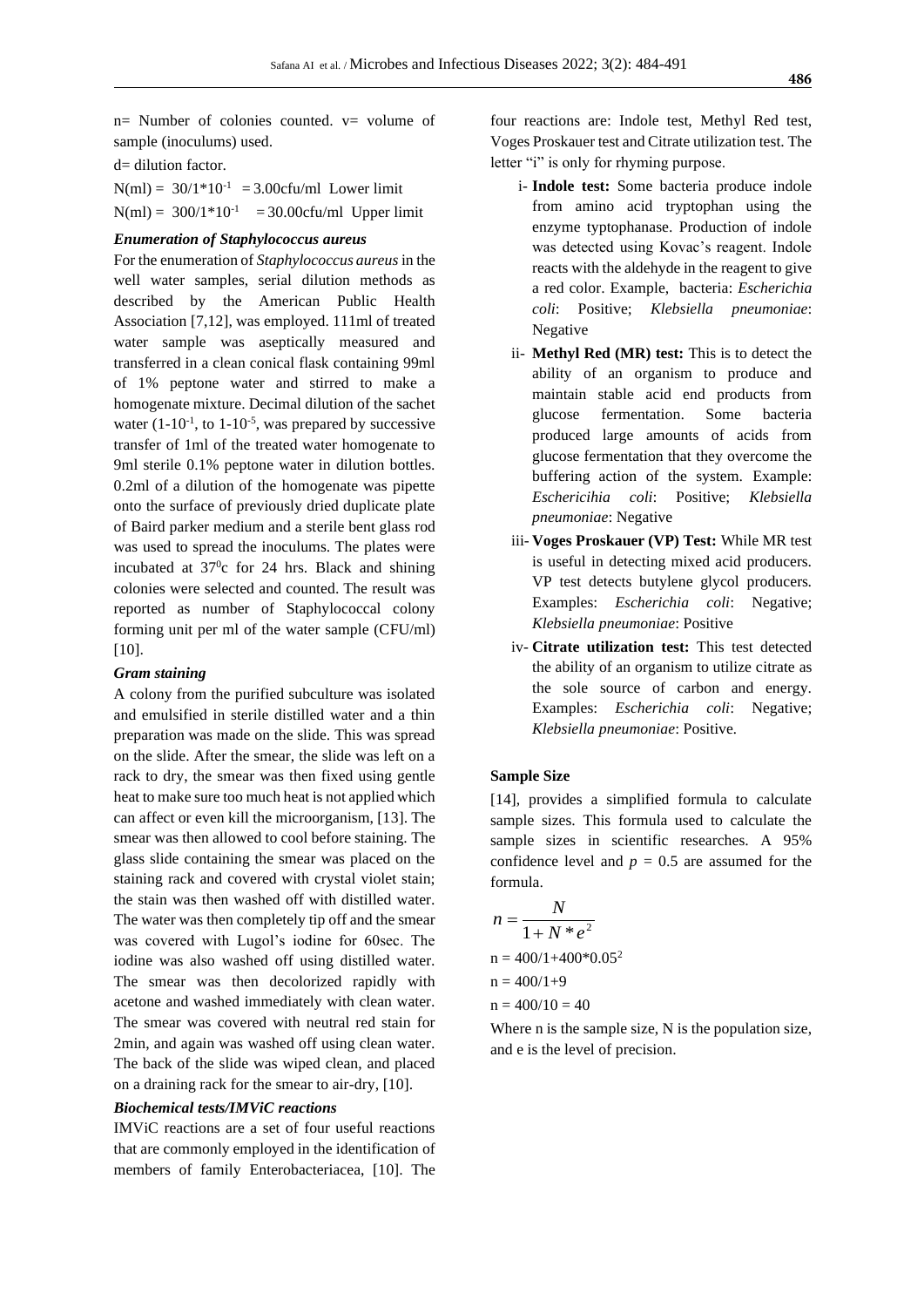n= Number of colonies counted. v= volume of sample (inoculums) used.

d= dilution factor.

$N(ml) = 30/1*10^{-1} = 3.00$cfu/ml Lower limit

$N(ml) = 300/1*10^{-1} = 30.00$cfu/ml Upper limit

### *Enumeration of Staphylococcus aureus*

For the enumeration of *Staphylococcus aureus* in the well water samples, serial dilution methods as described by the American Public Health Association [7,12], was employed. 111ml of treated water sample was aseptically measured and transferred in a clean conical flask containing 99ml of 1% peptone water and stirred to make a homogenate mixture. Decimal dilution of the sachet water ($1\text{-}10^{-1}$, to $1\text{-}10^{-5}$, was prepared by successive transfer of 1ml of the treated water homogenate to 9ml sterile 0.1% peptone water in dilution bottles. 0.2ml of a dilution of the homogenate was pipette onto the surface of previously dried duplicate plate of Baird parker medium and a sterile bent glass rod was used to spread the inoculums. The plates were incubated at $37^0$c for 24 hrs. Black and shining colonies were selected and counted. The result was reported as number of Staphylococcal colony forming unit per ml of the water sample (CFU/ml) [10].

### *Gram staining*

A colony from the purified subculture was isolated and emulsified in sterile distilled water and a thin preparation was made on the slide. This was spread on the slide. After the smear, the slide was left on a rack to dry, the smear was then fixed using gentle heat to make sure too much heat is not applied which can affect or even kill the microorganism, [13]. The smear was then allowed to cool before staining. The glass slide containing the smear was placed on the staining rack and covered with crystal violet stain; the stain was then washed off with distilled water. The water was then completely tip off and the smear was covered with Lugol's iodine for 60sec. The iodine was also washed off using distilled water. The smear was then decolorized rapidly with acetone and washed immediately with clean water. The smear was covered with neutral red stain for 2min, and again was washed off using clean water. The back of the slide was wiped clean, and placed on a draining rack for the smear to air-dry, [10].

### *Biochemical tests/IMViC reactions*

IMViC reactions are a set of four useful reactions that are commonly employed in the identification of members of family Enterobacteriacea, [10]. The four reactions are: Indole test, Methyl Red test, Voges Proskauer test and Citrate utilization test. The letter "i" is only for rhyming purpose.

i- **Indole test:** Some bacteria produce indole from amino acid tryptophan using the enzyme typtophanase. Production of indole was detected using Kovac's reagent. Indole reacts with the aldehyde in the reagent to give a red color. Example, bacteria: *Escherichia coli*: Positive; *Klebsiella pneumoniae*: Negative

ii- **Methyl Red (MR) test:** This is to detect the ability of an organism to produce and maintain stable acid end products from glucose fermentation. Some bacteria produced large amounts of acids from glucose fermentation that they overcome the buffering action of the system. Example: *Eschericihia coli*: Positive; *Klebsiella pneumoniae*: Negative

iii- **Voges Proskauer (VP) Test:** While MR test is useful in detecting mixed acid producers. VP test detects butylene glycol producers. Examples: *Escherichia coli*: Negative; *Klebsiella pneumoniae*: Positive

iv- **Citrate utilization test:** This test detected the ability of an organism to utilize citrate as the sole source of carbon and energy. Examples: *Escherichia coli*: Negative; *Klebsiella pneumoniae*: Positive.

### Sample Size

[14], provides a simplified formula to calculate sample sizes. This formula used to calculate the sample sizes in scientific researches. A 95% confidence level and $p = 0.5$ are assumed for the formula.

$$n = \frac{N}{1 + N * e^2}$$

$n = 400/1+400*0.05^2$

$n = 400/1+9$

$n = 400/10 = 40$

Where n is the sample size, N is the population size, and e is the level of precision.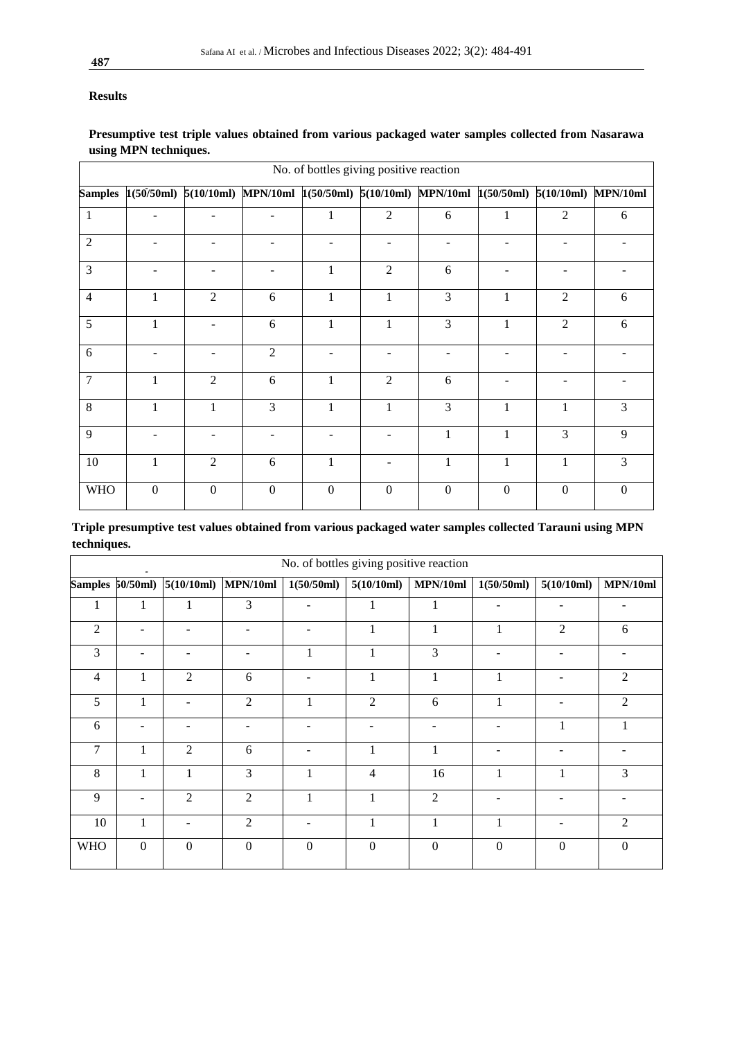## Results

**Presumptive test triple values obtained from various packaged water samples collected from Nasarawa using MPN techniques.**

| | No. of bottles giving positive reaction | | | | | | | | |
|---|---|---|---|---|---|---|---|---|---|
| **Samples** | **1(50/50ml)** | **5(10/10ml)** | **MPN/10ml** | **1(50/50ml)** | **5(10/10ml)** | **MPN/10ml** | **1(50/50ml)** | **5(10/10ml)** | **MPN/10ml** |
| 1 | - | - | - | 1 | 2 | 6 | 1 | 2 | 6 |
| 2 | - | - | - | - | - | - | - | - | - |
| 3 | - | - | - | 1 | 2 | 6 | - | - | - |
| 4 | 1 | 2 | 6 | 1 | 1 | 3 | 1 | 2 | 6 |
| 5 | 1 | - | 6 | 1 | 1 | 3 | 1 | 2 | 6 |
| 6 | - | - | 2 | - | - | - | - | - | - |
| 7 | 1 | 2 | 6 | 1 | 2 | 6 | - | - | - |
| 8 | 1 | 1 | 3 | 1 | 1 | 3 | 1 | 1 | 3 |
| 9 | - | - | - | - | - | 1 | 1 | 3 | 9 |
| 10 | 1 | 2 | 6 | 1 | - | 1 | 1 | 1 | 3 |
| WHO | 0 | 0 | 0 | 0 | 0 | 0 | 0 | 0 | 0 |

**Triple presumptive test values obtained from various packaged water samples collected Tarauni using MPN techniques.**

| | No. of bottles giving positive reaction | | | | | | | | |
|---|---|---|---|---|---|---|---|---|---|
| **Samples** | **50/50ml)** | **5(10/10ml)** | **MPN/10ml** | **1(50/50ml)** | **5(10/10ml)** | **MPN/10ml** | **1(50/50ml)** | **5(10/10ml)** | **MPN/10ml** |
| 1 | 1 | 1 | 3 | - | 1 | 1 | - | - | - |
| 2 | - | - | - | - | 1 | 1 | 1 | 2 | 6 |
| 3 | - | - | - | 1 | 1 | 3 | - | - | - |
| 4 | 1 | 2 | 6 | - | 1 | 1 | 1 | - | 2 |
| 5 | 1 | - | 2 | 1 | 2 | 6 | 1 | - | 2 |
| 6 | - | - | - | - | - | - | - | 1 | 1 |
| 7 | 1 | 2 | 6 | - | 1 | 1 | - | - | - |
| 8 | 1 | 1 | 3 | 1 | 4 | 16 | 1 | 1 | 3 |
| 9 | - | 2 | 2 | 1 | 1 | 2 | - | - | - |
| 10 | 1 | - | 2 | - | 1 | 1 | 1 | - | 2 |
| WHO | 0 | 0 | 0 | 0 | 0 | 0 | 0 | 0 | 0 |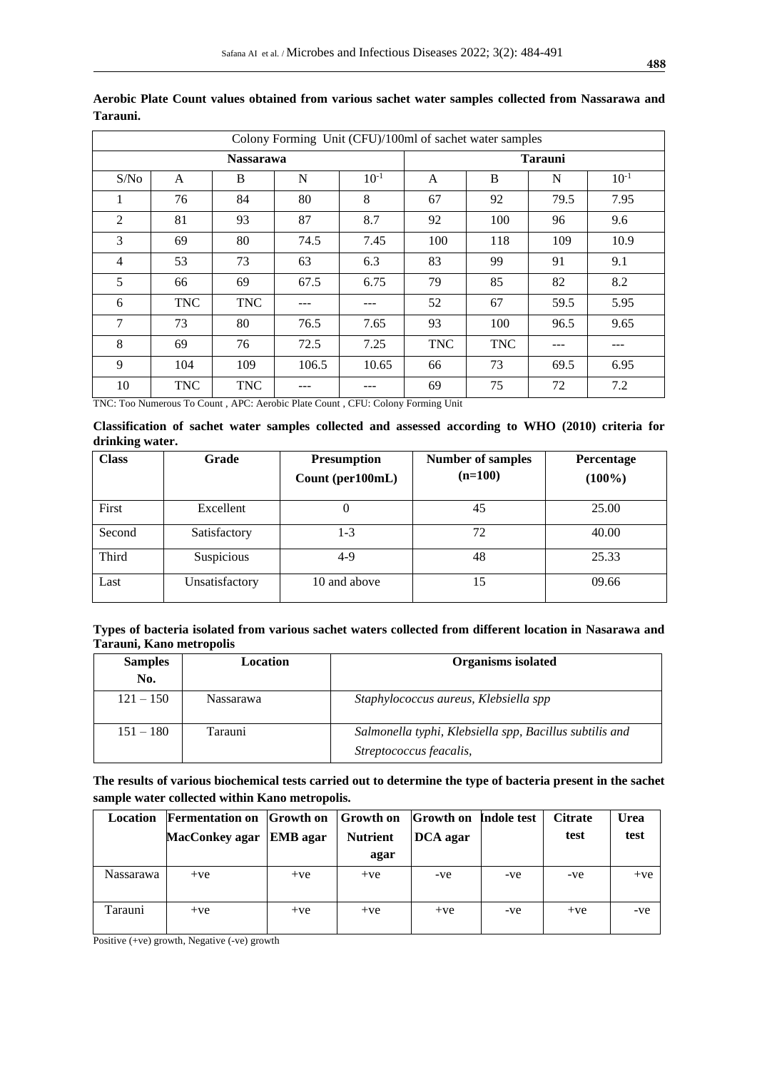**Aerobic Plate Count values obtained from various sachet water samples collected from Nassarawa and Tarauni.**

| Colony Forming Unit (CFU)/100ml of sachet water samples | | | | | | | | |
|---|---|---|---|---|---|---|---|---|
| | **Nassarawa** | | | | **Tarauni** | | | |
| S/No | A | B | N | $10^{-1}$ | A | B | N | $10^{-1}$ |
| 1 | 76 | 84 | 80 | 8 | 67 | 92 | 79.5 | 7.95 |
| 2 | 81 | 93 | 87 | 8.7 | 92 | 100 | 96 | 9.6 |
| 3 | 69 | 80 | 74.5 | 7.45 | 100 | 118 | 109 | 10.9 |
| 4 | 53 | 73 | 63 | 6.3 | 83 | 99 | 91 | 9.1 |
| 5 | 66 | 69 | 67.5 | 6.75 | 79 | 85 | 82 | 8.2 |
| 6 | TNC | TNC | --- | --- | 52 | 67 | 59.5 | 5.95 |
| 7 | 73 | 80 | 76.5 | 7.65 | 93 | 100 | 96.5 | 9.65 |
| 8 | 69 | 76 | 72.5 | 7.25 | TNC | TNC | --- | --- |
| 9 | 104 | 109 | 106.5 | 10.65 | 66 | 73 | 69.5 | 6.95 |
| 10 | TNC | TNC | --- | --- | 69 | 75 | 72 | 7.2 |

TNC: Too Numerous To Count , APC: Aerobic Plate Count , CFU: Colony Forming Unit

**Classification of sachet water samples collected and assessed according to WHO (2010) criteria for drinking water.**

| Class | Grade | Presumption Count (per100mL) | Number of samples (n=100) | Percentage (100%) |
|---|---|---|---|---|
| First | Excellent | 0 | 45 | 25.00 |
| Second | Satisfactory | 1-3 | 72 | 40.00 |
| Third | Suspicious | 4-9 | 48 | 25.33 |
| Last | Unsatisfactory | 10 and above | 15 | 09.66 |

**Types of bacteria isolated from various sachet waters collected from different location in Nasarawa and Tarauni, Kano metropolis**

| Samples No. | Location | Organisms isolated |
|---|---|---|
| 121 – 150 | Nassarawa | *Staphylococcus aureus, Klebsiella spp* |
| 151 – 180 | Tarauni | *Salmonella typhi, Klebsiella spp, Bacillus subtilis and Streptococcus feacalis,* |

**The results of various biochemical tests carried out to determine the type of bacteria present in the sachet sample water collected within Kano metropolis.**

| Location | Fermentation on MacConkey agar | Growth on EMB agar | Growth on Nutrient agar | Growth on DCA agar | Indole test | Citrate test | Urea test |
|---|---|---|---|---|---|---|---|
| Nassarawa | +ve | +ve | +ve | -ve | -ve | -ve | +ve |
| Tarauni | +ve | +ve | +ve | +ve | -ve | +ve | -ve |

Positive (+ve) growth, Negative (-ve) growth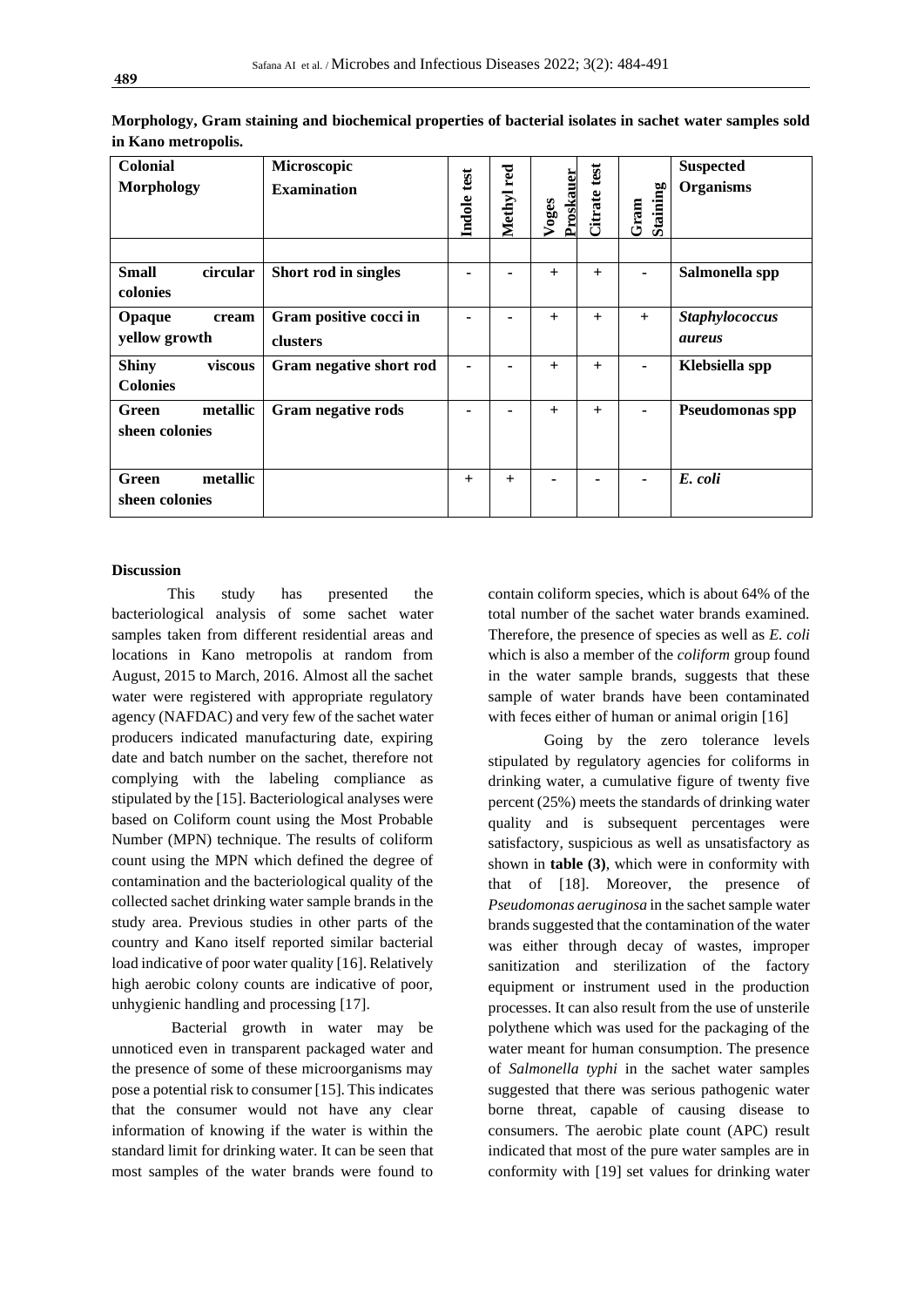**Morphology, Gram staining and biochemical properties of bacterial isolates in sachet water samples sold in Kano metropolis.**

| Colonial Morphology | Microscopic Examination | Indole test | Methyl red | Voges Proskauer | Citrate test | Gram Staining | Suspected Organisms |
|---|---|---|---|---|---|---|---|
| | | | | | | | |
| **Small circular colonies** | **Short rod in singles** | - | - | + | + | - | **Salmonella spp** |
| **Opaque cream yellow growth** | **Gram positive cocci in clusters** | - | - | + | + | + | ***Staphylococcus aureus*** |
| **Shiny viscous Colonies** | **Gram negative short rod** | - | - | + | + | - | **Klebsiella spp** |
| **Green metallic sheen colonies** | **Gram negative rods** | - | - | + | + | - | **Pseudomonas spp** |
| **Green metallic sheen colonies** | | + | + | - | - | - | ***E. coli*** |

**Discussion**

This study has presented the bacteriological analysis of some sachet water samples taken from different residential areas and locations in Kano metropolis at random from August, 2015 to March, 2016. Almost all the sachet water were registered with appropriate regulatory agency (NAFDAC) and very few of the sachet water producers indicated manufacturing date, expiring date and batch number on the sachet, therefore not complying with the labeling compliance as stipulated by the [15]. Bacteriological analyses were based on Coliform count using the Most Probable Number (MPN) technique. The results of coliform count using the MPN which defined the degree of contamination and the bacteriological quality of the collected sachet drinking water sample brands in the study area. Previous studies in other parts of the country and Kano itself reported similar bacterial load indicative of poor water quality [16]. Relatively high aerobic colony counts are indicative of poor, unhygienic handling and processing [17].

Bacterial growth in water may be unnoticed even in transparent packaged water and the presence of some of these microorganisms may pose a potential risk to consumer [15]. This indicates that the consumer would not have any clear information of knowing if the water is within the standard limit for drinking water. It can be seen that most samples of the water brands were found to contain coliform species, which is about 64% of the total number of the sachet water brands examined. Therefore, the presence of species as well as *E. coli* which is also a member of the *coliform* group found in the water sample brands, suggests that these sample of water brands have been contaminated with feces either of human or animal origin [16]

Going by the zero tolerance levels stipulated by regulatory agencies for coliforms in drinking water, a cumulative figure of twenty five percent (25%) meets the standards of drinking water quality and is subsequent percentages were satisfactory, suspicious as well as unsatisfactory as shown in **table (3)**, which were in conformity with that of [18]. Moreover, the presence of *Pseudomonas aeruginosa* in the sachet sample water brands suggested that the contamination of the water was either through decay of wastes, improper sanitization and sterilization of the factory equipment or instrument used in the production processes. It can also result from the use of unsterile polythene which was used for the packaging of the water meant for human consumption. The presence of *Salmonella typhi* in the sachet water samples suggested that there was serious pathogenic water borne threat, capable of causing disease to consumers. The aerobic plate count (APC) result indicated that most of the pure water samples are in conformity with [19] set values for drinking water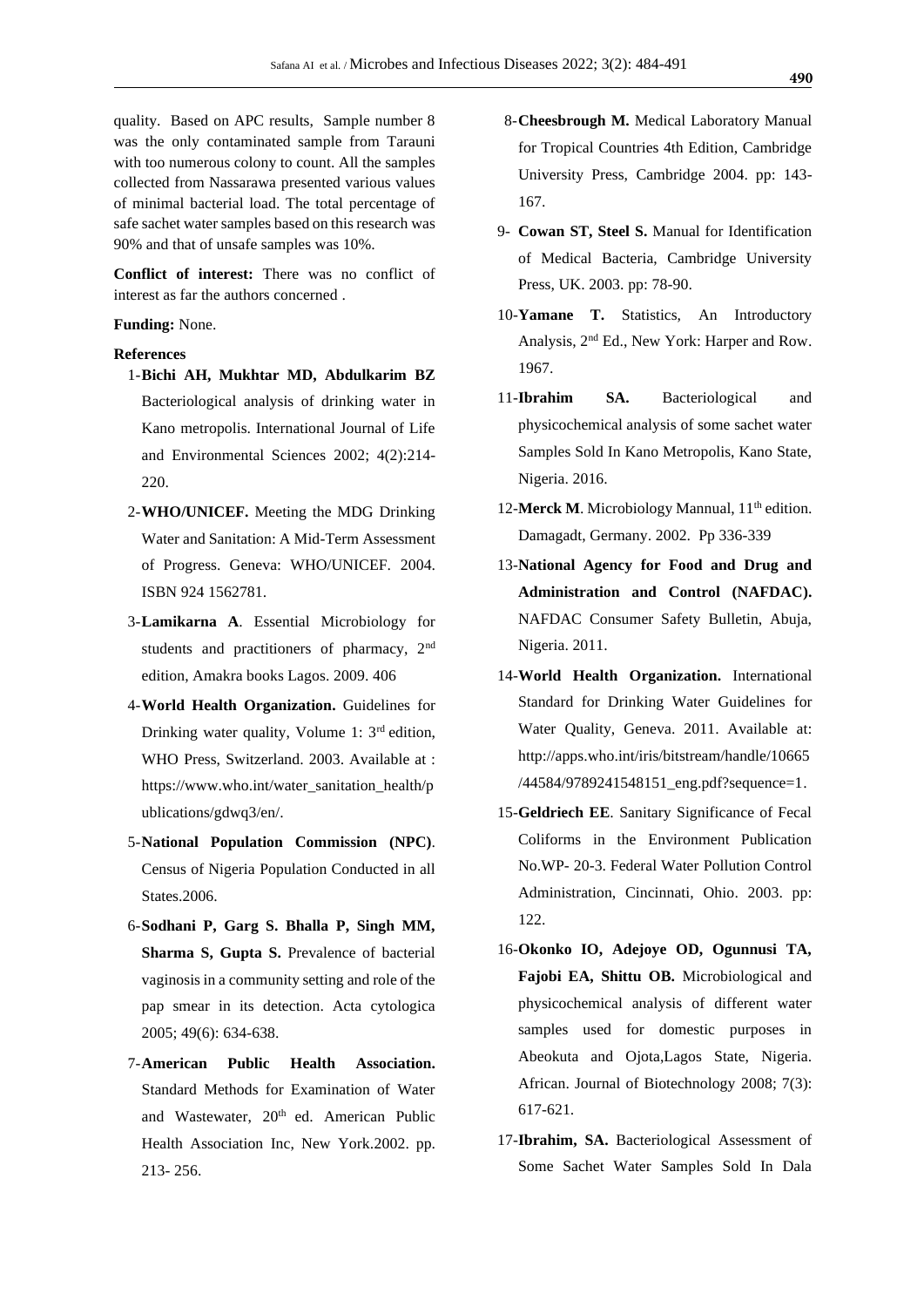quality. Based on APC results, Sample number 8 was the only contaminated sample from Tarauni with too numerous colony to count. All the samples collected from Nassarawa presented various values of minimal bacterial load. The total percentage of safe sachet water samples based on this research was 90% and that of unsafe samples was 10%.

**Conflict of interest:** There was no conflict of interest as far the authors concerned .

**Funding:** None.

**References**

1. **Bichi AH, Mukhtar MD, Abdulkarim BZ** Bacteriological analysis of drinking water in Kano metropolis. International Journal of Life and Environmental Sciences 2002; 4(2):214-220.
2. **WHO/UNICEF.** Meeting the MDG Drinking Water and Sanitation: A Mid-Term Assessment of Progress. Geneva: WHO/UNICEF. 2004. ISBN 924 1562781.
3. **Lamikarna A**. Essential Microbiology for students and practitioners of pharmacy, 2nd edition, Amakra books Lagos. 2009. 406
4. **World Health Organization.** Guidelines for Drinking water quality, Volume 1: 3rd edition, WHO Press, Switzerland. 2003. Available at : https://www.who.int/water_sanitation_health/publications/gdwq3/en/.
5. **National Population Commission (NPC)**. Census of Nigeria Population Conducted in all States.2006.
6. **Sodhani P, Garg S. Bhalla P, Singh MM, Sharma S, Gupta S.** Prevalence of bacterial vaginosis in a community setting and role of the pap smear in its detection. Acta cytologica 2005; 49(6): 634-638.
7. **American Public Health Association.** Standard Methods for Examination of Water and Wastewater, 20th ed. American Public Health Association Inc, New York.2002. pp. 213- 256.
8. **Cheesbrough M.** Medical Laboratory Manual for Tropical Countries 4th Edition, Cambridge University Press, Cambridge 2004. pp: 143-167.
9. **Cowan ST, Steel S.** Manual for Identification of Medical Bacteria, Cambridge University Press, UK. 2003. pp: 78-90.
10. **Yamane T.** Statistics, An Introductory Analysis, 2nd Ed., New York: Harper and Row. 1967.
11. **Ibrahim SA.** Bacteriological and physicochemical analysis of some sachet water Samples Sold In Kano Metropolis, Kano State, Nigeria. 2016.
12. **Merck M**. Microbiology Mannual, 11th edition. Damagadt, Germany. 2002. Pp 336-339
13. **National Agency for Food and Drug and Administration and Control (NAFDAC).** NAFDAC Consumer Safety Bulletin, Abuja, Nigeria. 2011.
14. **World Health Organization.** International Standard for Drinking Water Guidelines for Water Quality, Geneva. 2011. Available at: http://apps.who.int/iris/bitstream/handle/10665/44584/9789241548151_eng.pdf?sequence=1.
15. **Geldriech EE**. Sanitary Significance of Fecal Coliforms in the Environment Publication No.WP- 20-3. Federal Water Pollution Control Administration, Cincinnati, Ohio. 2003. pp: 122.
16. **Okonko IO, Adejoye OD, Ogunnusi TA, Fajobi EA, Shittu OB.** Microbiological and physicochemical analysis of different water samples used for domestic purposes in Abeokuta and Ojota,Lagos State, Nigeria. African. Journal of Biotechnology 2008; 7(3): 617-621.
17. **Ibrahim, SA.** Bacteriological Assessment of Some Sachet Water Samples Sold In Dala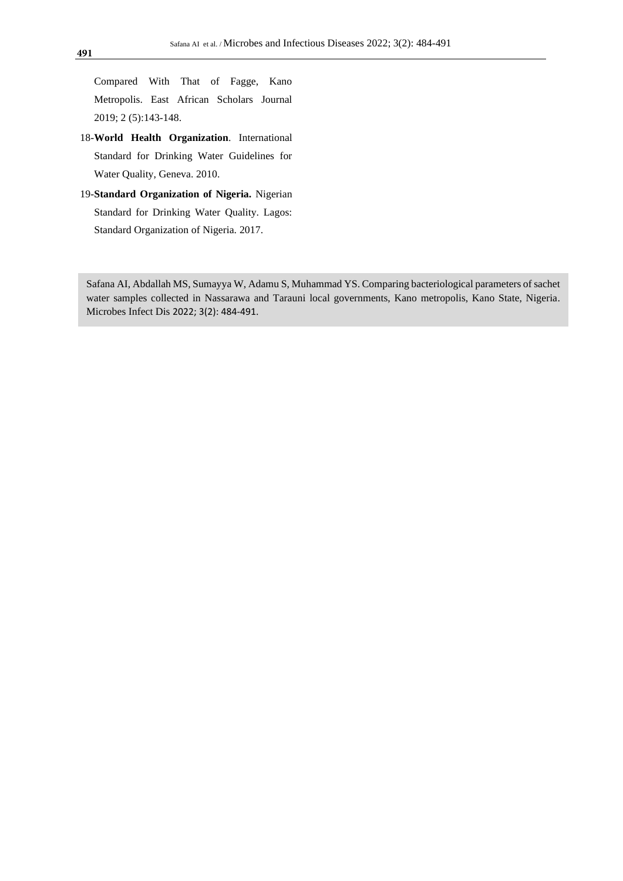Compared With That of Fagge, Kano Metropolis. East African Scholars Journal 2019; 2 (5):143-148.

18-**World Health Organization**. International Standard for Drinking Water Guidelines for Water Quality, Geneva. 2010.

19-**Standard Organization of Nigeria.** Nigerian Standard for Drinking Water Quality. Lagos: Standard Organization of Nigeria. 2017.

Safana AI, Abdallah MS, Sumayya W, Adamu S, Muhammad YS. Comparing bacteriological parameters of sachet water samples collected in Nassarawa and Tarauni local governments, Kano metropolis, Kano State, Nigeria. Microbes Infect Dis 2022; 3(2): 484-491.